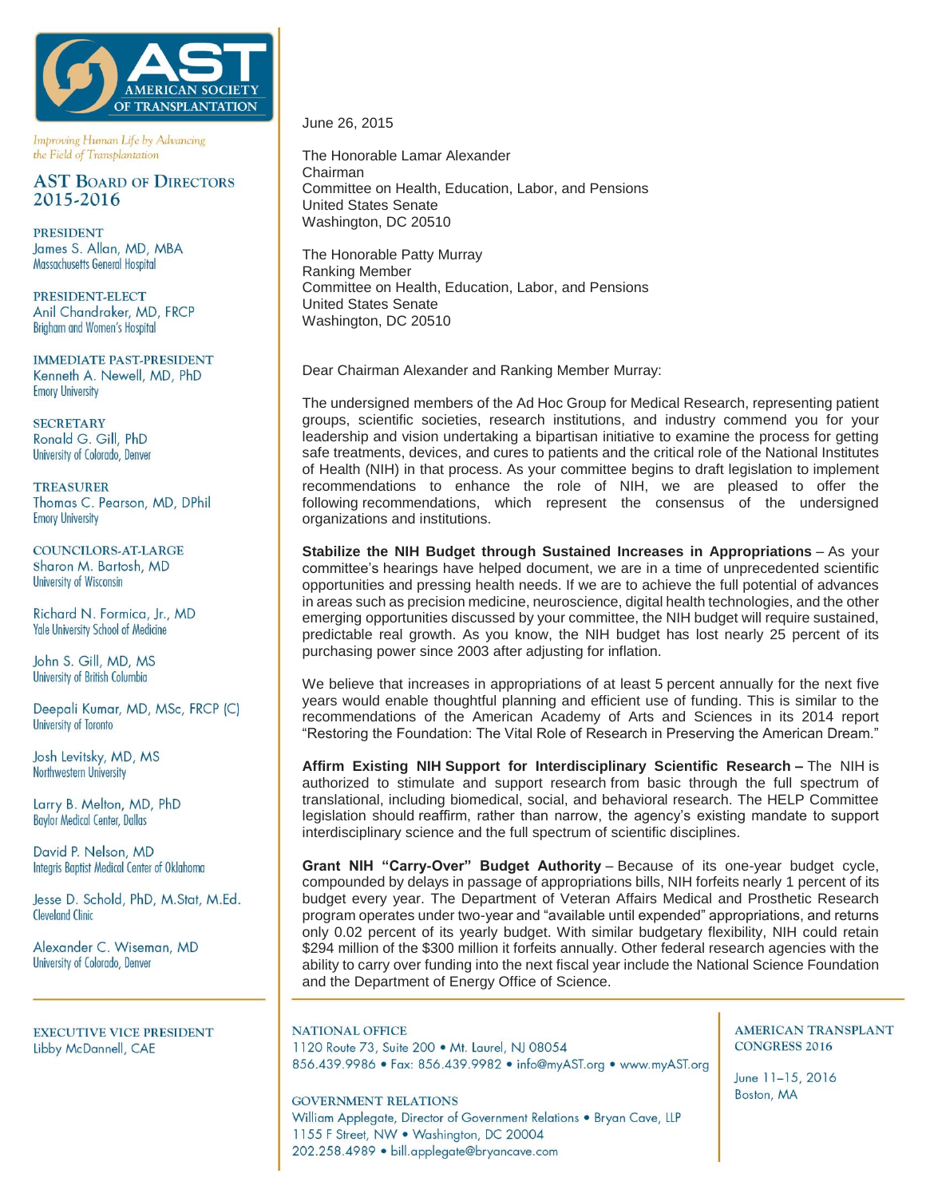AMERICAN SOCIETY OF TRANSPLANTATION

*Improving Human Life by Advancing the Field of Transplantation*

**AST BOARD OF DIRECTORS 2015-2016**

PRESIDENT
James S. Allan, MD, MBA
Massachusetts General Hospital

PRESIDENT-ELECT
Anil Chandraker, MD, FRCP
Brigham and Women's Hospital

IMMEDIATE PAST-PRESIDENT
Kenneth A. Newell, MD, PhD
Emory University

SECRETARY
Ronald G. Gill, PhD
University of Colorado, Denver

TREASURER
Thomas C. Pearson, MD, DPhil
Emory University

COUNCILORS-AT-LARGE
Sharon M. Bartosh, MD
University of Wisconsin

Richard N. Formica, Jr., MD
Yale University School of Medicine

John S. Gill, MD, MS
University of British Columbia

Deepali Kumar, MD, MSc, FRCP (C)
University of Toronto

Josh Levitsky, MD, MS
Northwestern University

Larry B. Melton, MD, PhD
Baylor Medical Center, Dallas

David P. Nelson, MD
Integris Baptist Medical Center of Oklahoma

Jesse D. Schold, PhD, M.Stat, M.Ed.
Cleveland Clinic

Alexander C. Wiseman, MD
University of Colorado, Denver

EXECUTIVE VICE PRESIDENT
Libby McDannell, CAE

June 26, 2015

The Honorable Lamar Alexander
Chairman
Committee on Health, Education, Labor, and Pensions
United States Senate
Washington, DC 20510

The Honorable Patty Murray
Ranking Member
Committee on Health, Education, Labor, and Pensions
United States Senate
Washington, DC 20510

Dear Chairman Alexander and Ranking Member Murray:

The undersigned members of the Ad Hoc Group for Medical Research, representing patient groups, scientific societies, research institutions, and industry commend you for your leadership and vision undertaking a bipartisan initiative to examine the process for getting safe treatments, devices, and cures to patients and the critical role of the National Institutes of Health (NIH) in that process. As your committee begins to draft legislation to implement recommendations to enhance the role of NIH, we are pleased to offer the following recommendations, which represent the consensus of the undersigned organizations and institutions.

**Stabilize the NIH Budget through Sustained Increases in Appropriations** – As your committee's hearings have helped document, we are in a time of unprecedented scientific opportunities and pressing health needs. If we are to achieve the full potential of advances in areas such as precision medicine, neuroscience, digital health technologies, and the other emerging opportunities discussed by your committee, the NIH budget will require sustained, predictable real growth. As you know, the NIH budget has lost nearly 25 percent of its purchasing power since 2003 after adjusting for inflation.

We believe that increases in appropriations of at least 5 percent annually for the next five years would enable thoughtful planning and efficient use of funding. This is similar to the recommendations of the American Academy of Arts and Sciences in its 2014 report "Restoring the Foundation: The Vital Role of Research in Preserving the American Dream."

**Affirm Existing NIH Support for Interdisciplinary Scientific Research –** The NIH is authorized to stimulate and support research from basic through the full spectrum of translational, including biomedical, social, and behavioral research. The HELP Committee legislation should reaffirm, rather than narrow, the agency's existing mandate to support interdisciplinary science and the full spectrum of scientific disciplines.

**Grant NIH "Carry-Over" Budget Authority** – Because of its one-year budget cycle, compounded by delays in passage of appropriations bills, NIH forfeits nearly 1 percent of its budget every year. The Department of Veteran Affairs Medical and Prosthetic Research program operates under two-year and "available until expended" appropriations, and returns only 0.02 percent of its yearly budget. With similar budgetary flexibility, NIH could retain $294 million of the $300 million it forfeits annually. Other federal research agencies with the ability to carry over funding into the next fiscal year include the National Science Foundation and the Department of Energy Office of Science.

NATIONAL OFFICE
1120 Route 73, Suite 200 • Mt. Laurel, NJ 08054
856.439.9986 • Fax: 856.439.9982 • info@myAST.org • www.myAST.org

GOVERNMENT RELATIONS
William Applegate, Director of Government Relations • Bryan Cave, LLP
1155 F Street, NW • Washington, DC 20004
202.258.4989 • bill.applegate@bryancave.com

AMERICAN TRANSPLANT CONGRESS 2016
June 11–15, 2016
Boston, MA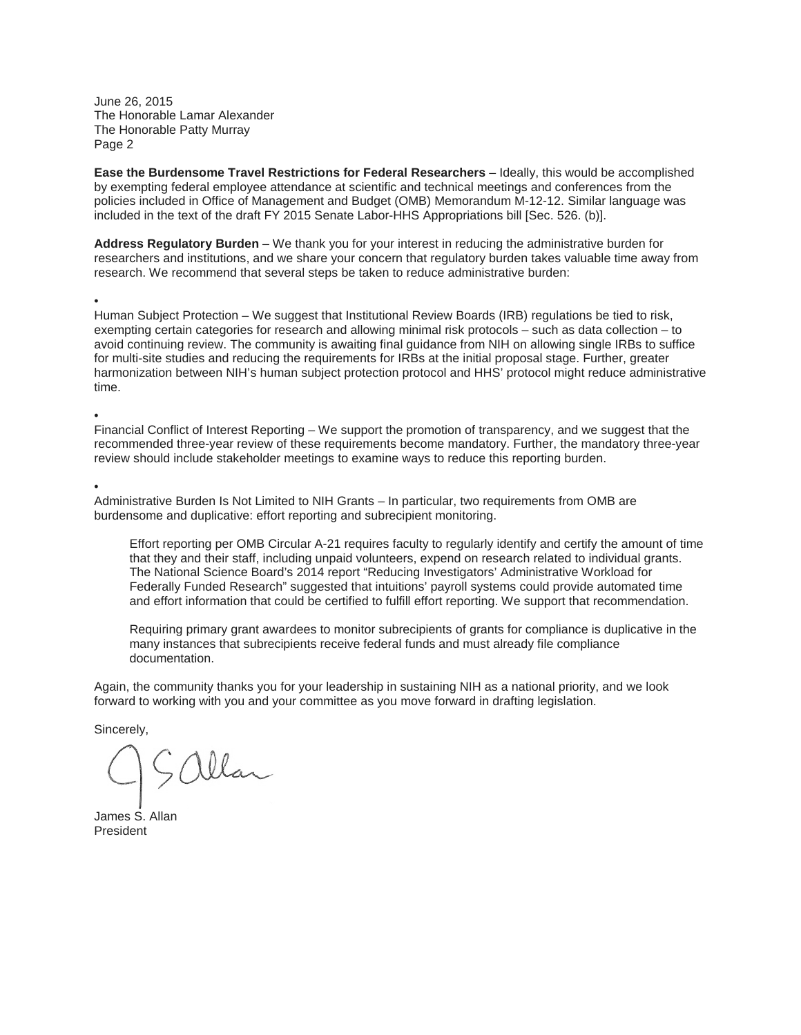**Ease the Burdensome Travel Restrictions for Federal Researchers** – Ideally, this would be accomplished by exempting federal employee attendance at scientific and technical meetings and conferences from the policies included in Office of Management and Budget (OMB) Memorandum M-12-12. Similar language was included in the text of the draft FY 2015 Senate Labor-HHS Appropriations bill [Sec. 526. (b)].

**Address Regulatory Burden** – We thank you for your interest in reducing the administrative burden for researchers and institutions, and we share your concern that regulatory burden takes valuable time away from research. We recommend that several steps be taken to reduce administrative burden:

- Human Subject Protection – We suggest that Institutional Review Boards (IRB) regulations be tied to risk, exempting certain categories for research and allowing minimal risk protocols – such as data collection – to avoid continuing review. The community is awaiting final guidance from NIH on allowing single IRBs to suffice for multi-site studies and reducing the requirements for IRBs at the initial proposal stage. Further, greater harmonization between NIH's human subject protection protocol and HHS' protocol might reduce administrative time.

- Financial Conflict of Interest Reporting – We support the promotion of transparency, and we suggest that the recommended three-year review of these requirements become mandatory. Further, the mandatory three-year review should include stakeholder meetings to examine ways to reduce this reporting burden.

- Administrative Burden Is Not Limited to NIH Grants – In particular, two requirements from OMB are burdensome and duplicative: effort reporting and subrecipient monitoring.

  Effort reporting per OMB Circular A-21 requires faculty to regularly identify and certify the amount of time that they and their staff, including unpaid volunteers, expend on research related to individual grants. The National Science Board's 2014 report "Reducing Investigators' Administrative Workload for Federally Funded Research" suggested that intuitions' payroll systems could provide automated time and effort information that could be certified to fulfill effort reporting. We support that recommendation.

  Requiring primary grant awardees to monitor subrecipients of grants for compliance is duplicative in the many instances that subrecipients receive federal funds and must already file compliance documentation.

Again, the community thanks you for your leadership in sustaining NIH as a national priority, and we look forward to working with you and your committee as you move forward in drafting legislation.

Sincerely,

James S. Allan
President